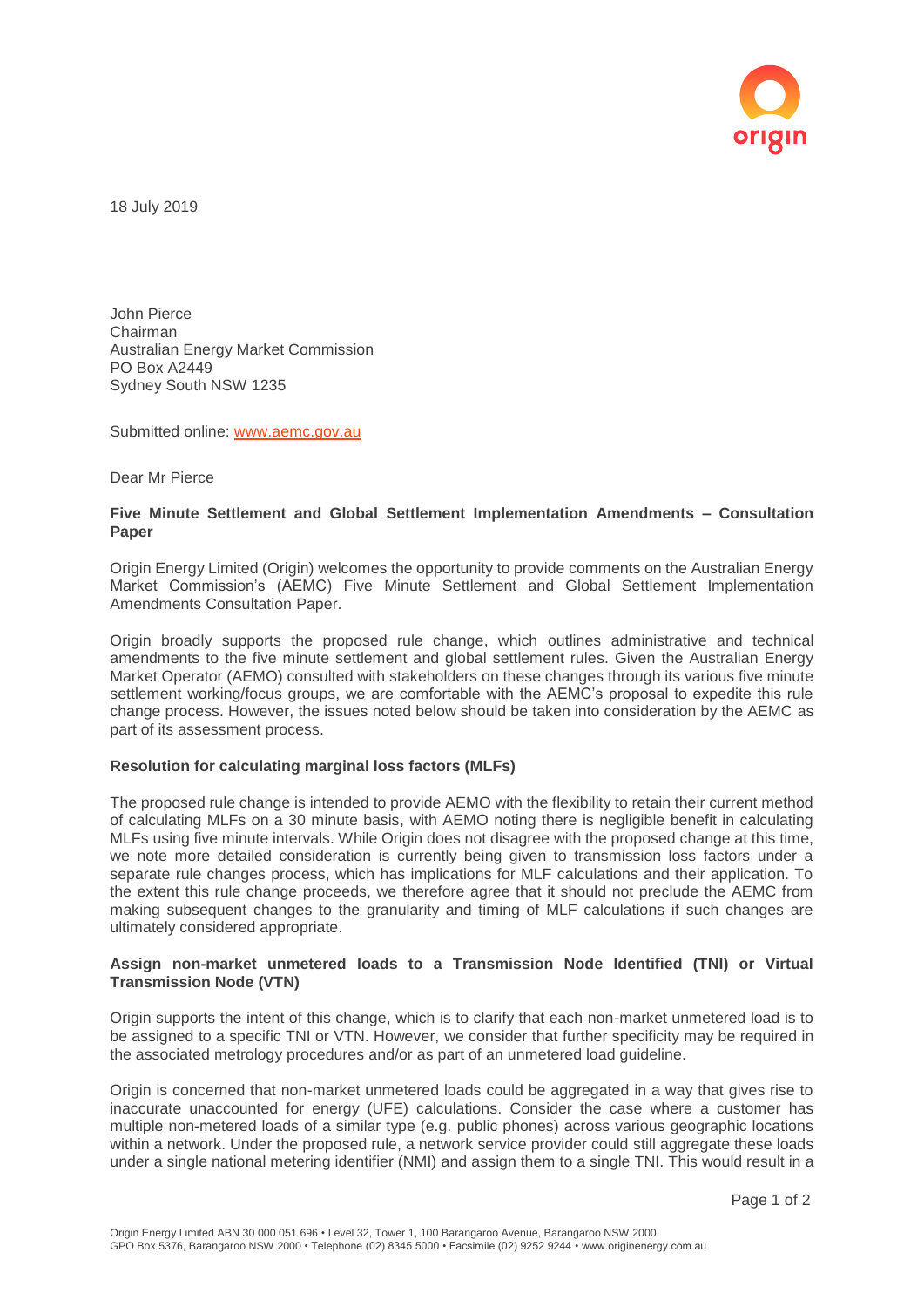18 July 2019

John Pierce
Chairman
Australian Energy Market Commission
PO Box A2449
Sydney South NSW 1235

Submitted online: www.aemc.gov.au

Dear Mr Pierce

**Five Minute Settlement and Global Settlement Implementation Amendments – Consultation Paper**

Origin Energy Limited (Origin) welcomes the opportunity to provide comments on the Australian Energy Market Commission's (AEMC) Five Minute Settlement and Global Settlement Implementation Amendments Consultation Paper.

Origin broadly supports the proposed rule change, which outlines administrative and technical amendments to the five minute settlement and global settlement rules. Given the Australian Energy Market Operator (AEMO) consulted with stakeholders on these changes through its various five minute settlement working/focus groups, we are comfortable with the AEMC's proposal to expedite this rule change process. However, the issues noted below should be taken into consideration by the AEMC as part of its assessment process.

**Resolution for calculating marginal loss factors (MLFs)**

The proposed rule change is intended to provide AEMO with the flexibility to retain their current method of calculating MLFs on a 30 minute basis, with AEMO noting there is negligible benefit in calculating MLFs using five minute intervals. While Origin does not disagree with the proposed change at this time, we note more detailed consideration is currently being given to transmission loss factors under a separate rule changes process, which has implications for MLF calculations and their application. To the extent this rule change proceeds, we therefore agree that it should not preclude the AEMC from making subsequent changes to the granularity and timing of MLF calculations if such changes are ultimately considered appropriate.

**Assign non-market unmetered loads to a Transmission Node Identified (TNI) or Virtual Transmission Node (VTN)**

Origin supports the intent of this change, which is to clarify that each non-market unmetered load is to be assigned to a specific TNI or VTN. However, we consider that further specificity may be required in the associated metrology procedures and/or as part of an unmetered load guideline.

Origin is concerned that non-market unmetered loads could be aggregated in a way that gives rise to inaccurate unaccounted for energy (UFE) calculations. Consider the case where a customer has multiple non-metered loads of a similar type (e.g. public phones) across various geographic locations within a network. Under the proposed rule, a network service provider could still aggregate these loads under a single national metering identifier (NMI) and assign them to a single TNI. This would result in a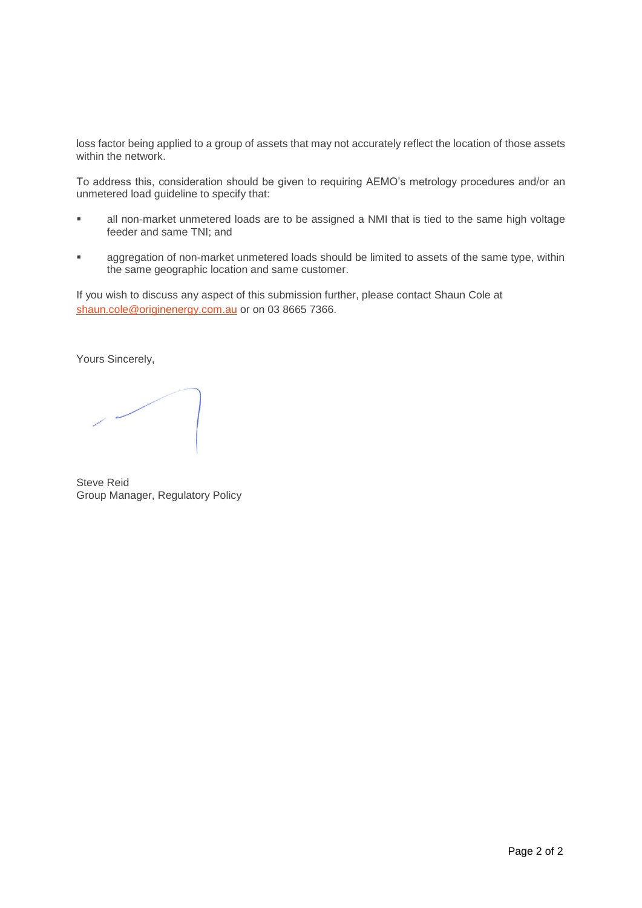loss factor being applied to a group of assets that may not accurately reflect the location of those assets within the network.

To address this, consideration should be given to requiring AEMO's metrology procedures and/or an unmetered load guideline to specify that:

- all non-market unmetered loads are to be assigned a NMI that is tied to the same high voltage feeder and same TNI; and

- aggregation of non-market unmetered loads should be limited to assets of the same type, within the same geographic location and same customer.

If you wish to discuss any aspect of this submission further, please contact Shaun Cole at shaun.cole@originenergy.com.au or on 03 8665 7366.

Yours Sincerely,

Steve Reid
Group Manager, Regulatory Policy